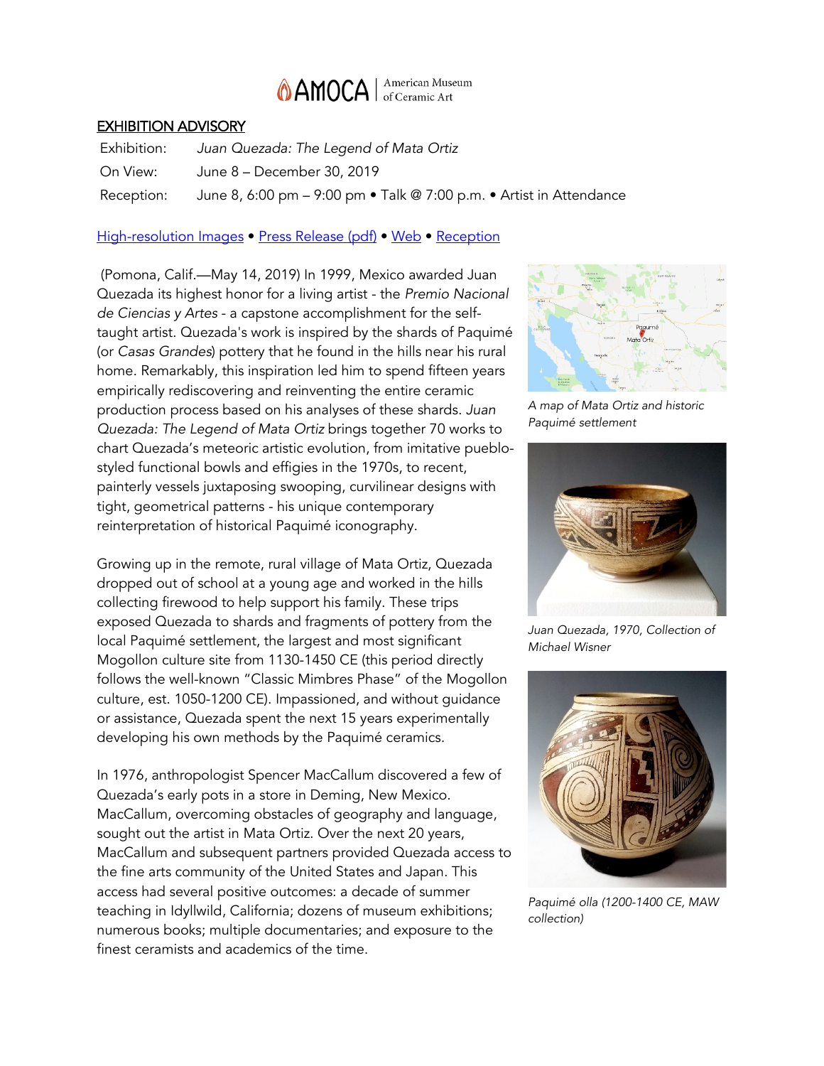AMOCA | American Museum of Ceramic Art

## EXHIBITION ADVISORY

| Exhibition: | *Juan Quezada: The Legend of Mata Ortiz* |
|---|---|
| On View: | June 8 – December 30, 2019 |
| Reception: | June 8, 6:00 pm – 9:00 pm • Talk @ 7:00 p.m. • Artist in Attendance |

High-resolution Images • Press Release (pdf) • Web • Reception

(Pomona, Calif.—May 14, 2019) In 1999, Mexico awarded Juan Quezada its highest honor for a living artist - the *Premio Nacional de Ciencias y Artes* - a capstone accomplishment for the self-taught artist. Quezada's work is inspired by the shards of Paquimé (or *Casas Grandes*) pottery that he found in the hills near his rural home. Remarkably, this inspiration led him to spend fifteen years empirically rediscovering and reinventing the entire ceramic production process based on his analyses of these shards. *Juan Quezada: The Legend of Mata Ortiz* brings together 70 works to chart Quezada's meteoric artistic evolution, from imitative pueblo-styled functional bowls and effigies in the 1970s, to recent, painterly vessels juxtaposing swooping, curvilinear designs with tight, geometrical patterns - his unique contemporary reinterpretation of historical Paquimé iconography.

*A map of Mata Ortiz and historic Paquimé settlement*

Growing up in the remote, rural village of Mata Ortiz, Quezada dropped out of school at a young age and worked in the hills collecting firewood to help support his family. These trips exposed Quezada to shards and fragments of pottery from the local Paquimé settlement, the largest and most significant Mogollon culture site from 1130-1450 CE (this period directly follows the well-known "Classic Mimbres Phase" of the Mogollon culture, est. 1050-1200 CE). Impassioned, and without guidance or assistance, Quezada spent the next 15 years experimentally developing his own methods by the Paquimé ceramics.

*Juan Quezada, 1970, Collection of Michael Wisner*

In 1976, anthropologist Spencer MacCallum discovered a few of Quezada's early pots in a store in Deming, New Mexico. MacCallum, overcoming obstacles of geography and language, sought out the artist in Mata Ortiz. Over the next 20 years, MacCallum and subsequent partners provided Quezada access to the fine arts community of the United States and Japan. This access had several positive outcomes: a decade of summer teaching in Idyllwild, California; dozens of museum exhibitions; numerous books; multiple documentaries; and exposure to the finest ceramists and academics of the time.

*Paquimé olla (1200-1400 CE, MAW collection)*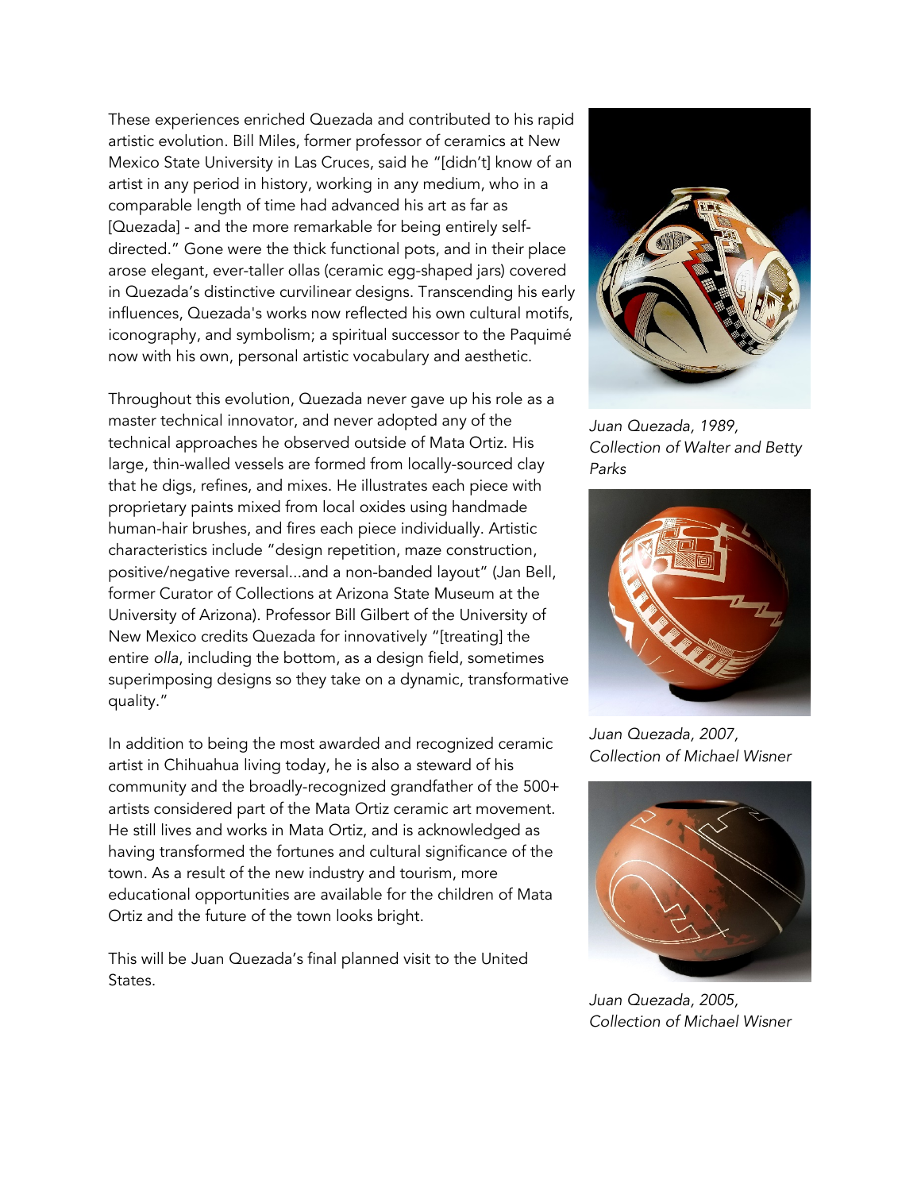These experiences enriched Quezada and contributed to his rapid artistic evolution. Bill Miles, former professor of ceramics at New Mexico State University in Las Cruces, said he "[didn't] know of an artist in any period in history, working in any medium, who in a comparable length of time had advanced his art as far as [Quezada] - and the more remarkable for being entirely self-directed." Gone were the thick functional pots, and in their place arose elegant, ever-taller ollas (ceramic egg-shaped jars) covered in Quezada's distinctive curvilinear designs. Transcending his early influences, Quezada's works now reflected his own cultural motifs, iconography, and symbolism; a spiritual successor to the Paquimé now with his own, personal artistic vocabulary and aesthetic.

Throughout this evolution, Quezada never gave up his role as a master technical innovator, and never adopted any of the technical approaches he observed outside of Mata Ortiz. His large, thin-walled vessels are formed from locally-sourced clay that he digs, refines, and mixes. He illustrates each piece with proprietary paints mixed from local oxides using handmade human-hair brushes, and fires each piece individually. Artistic characteristics include "design repetition, maze construction, positive/negative reversal...and a non-banded layout" (Jan Bell, former Curator of Collections at Arizona State Museum at the University of Arizona). Professor Bill Gilbert of the University of New Mexico credits Quezada for innovatively "[treating] the entire *olla*, including the bottom, as a design field, sometimes superimposing designs so they take on a dynamic, transformative quality."

In addition to being the most awarded and recognized ceramic artist in Chihuahua living today, he is also a steward of his community and the broadly-recognized grandfather of the 500+ artists considered part of the Mata Ortiz ceramic art movement. He still lives and works in Mata Ortiz, and is acknowledged as having transformed the fortunes and cultural significance of the town. As a result of the new industry and tourism, more educational opportunities are available for the children of Mata Ortiz and the future of the town looks bright.

This will be Juan Quezada's final planned visit to the United States.

*Juan Quezada, 1989, Collection of Walter and Betty Parks*

*Juan Quezada, 2007, Collection of Michael Wisner*

*Juan Quezada, 2005, Collection of Michael Wisner*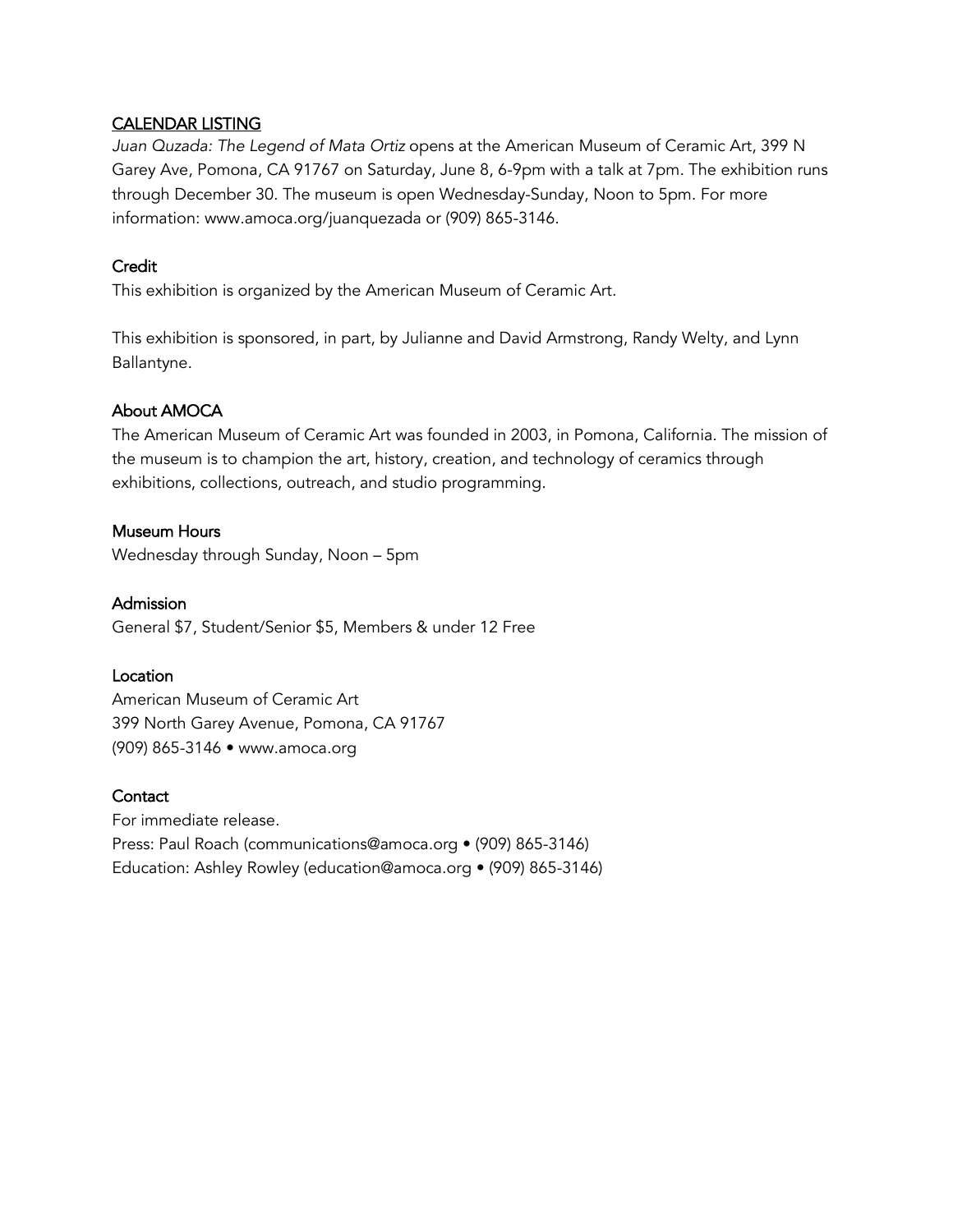## CALENDAR LISTING

*Juan Quzada: The Legend of Mata Ortiz* opens at the American Museum of Ceramic Art, 399 N Garey Ave, Pomona, CA 91767 on Saturday, June 8, 6-9pm with a talk at 7pm. The exhibition runs through December 30. The museum is open Wednesday-Sunday, Noon to 5pm. For more information: www.amoca.org/juanquezada or (909) 865-3146.

### Credit

This exhibition is organized by the American Museum of Ceramic Art.

This exhibition is sponsored, in part, by Julianne and David Armstrong, Randy Welty, and Lynn Ballantyne.

### About AMOCA

The American Museum of Ceramic Art was founded in 2003, in Pomona, California. The mission of the museum is to champion the art, history, creation, and technology of ceramics through exhibitions, collections, outreach, and studio programming.

### Museum Hours

Wednesday through Sunday, Noon – 5pm

### Admission

General $7, Student/Senior $5, Members & under 12 Free

### Location

American Museum of Ceramic Art
399 North Garey Avenue, Pomona, CA 91767
(909) 865-3146 • www.amoca.org

### Contact

For immediate release.
Press: Paul Roach (communications@amoca.org • (909) 865-3146)
Education: Ashley Rowley (education@amoca.org • (909) 865-3146)